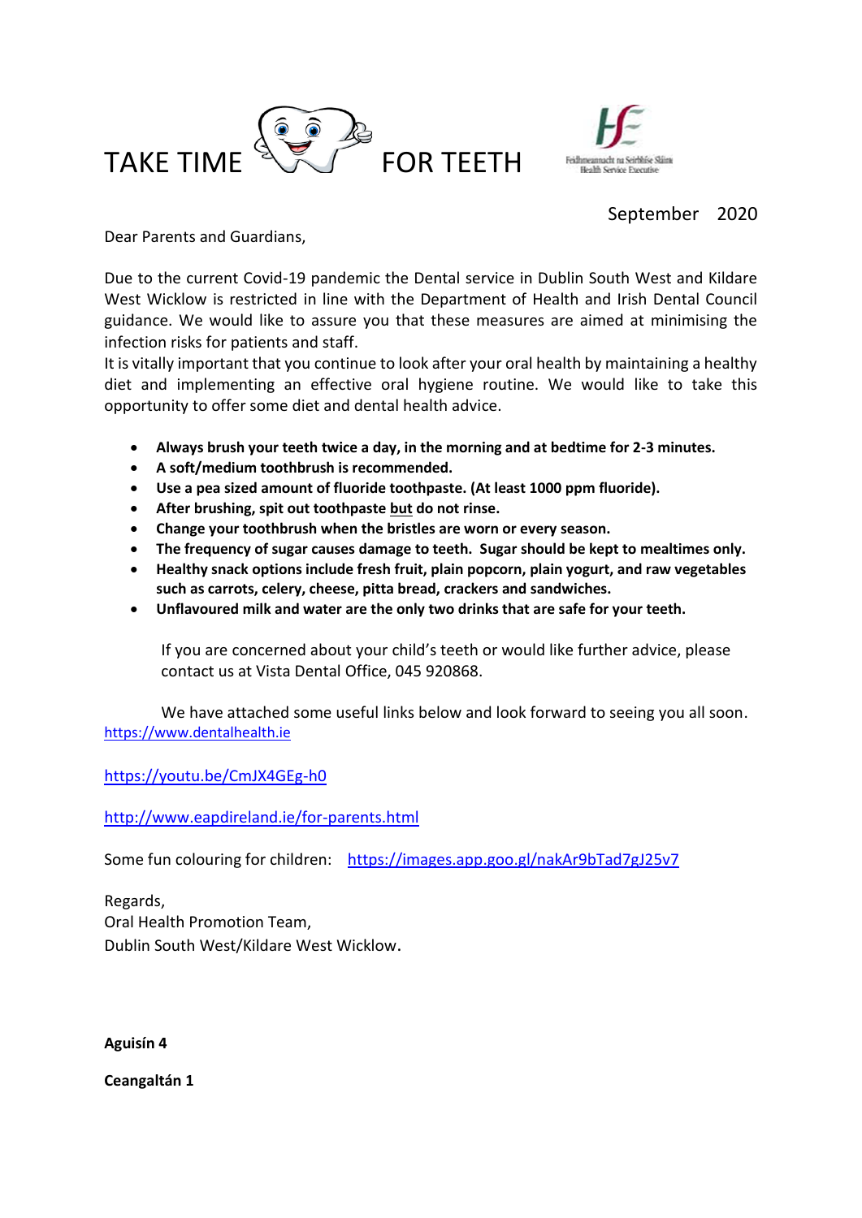# TAKE TIME FOR TEETH

Feidhmeannacht na Seirbhíse Sláinte
Health Service Executive

September 2020

Dear Parents and Guardians,

Due to the current Covid-19 pandemic the Dental service in Dublin South West and Kildare West Wicklow is restricted in line with the Department of Health and Irish Dental Council guidance. We would like to assure you that these measures are aimed at minimising the infection risks for patients and staff.

It is vitally important that you continue to look after your oral health by maintaining a healthy diet and implementing an effective oral hygiene routine. We would like to take this opportunity to offer some diet and dental health advice.

- **Always brush your teeth twice a day, in the morning and at bedtime for 2-3 minutes.**
- **A soft/medium toothbrush is recommended.**
- **Use a pea sized amount of fluoride toothpaste. (At least 1000 ppm fluoride).**
- **After brushing, spit out toothpaste but do not rinse.**
- **Change your toothbrush when the bristles are worn or every season.**
- **The frequency of sugar causes damage to teeth. Sugar should be kept to mealtimes only.**
- **Healthy snack options include fresh fruit, plain popcorn, plain yogurt, and raw vegetables such as carrots, celery, cheese, pitta bread, crackers and sandwiches.**
- **Unflavoured milk and water are the only two drinks that are safe for your teeth.**

If you are concerned about your child's teeth or would like further advice, please contact us at Vista Dental Office, 045 920868.

We have attached some useful links below and look forward to seeing you all soon.

https://www.dentalhealth.ie

https://youtu.be/CmJX4GEg-h0

http://www.eapdireland.ie/for-parents.html

Some fun colouring for children: https://images.app.goo.gl/nakAr9bTad7gJ25v7

Regards,
Oral Health Promotion Team,
Dublin South West/Kildare West Wicklow.

**Aguisín 4**

**Ceangaltán 1**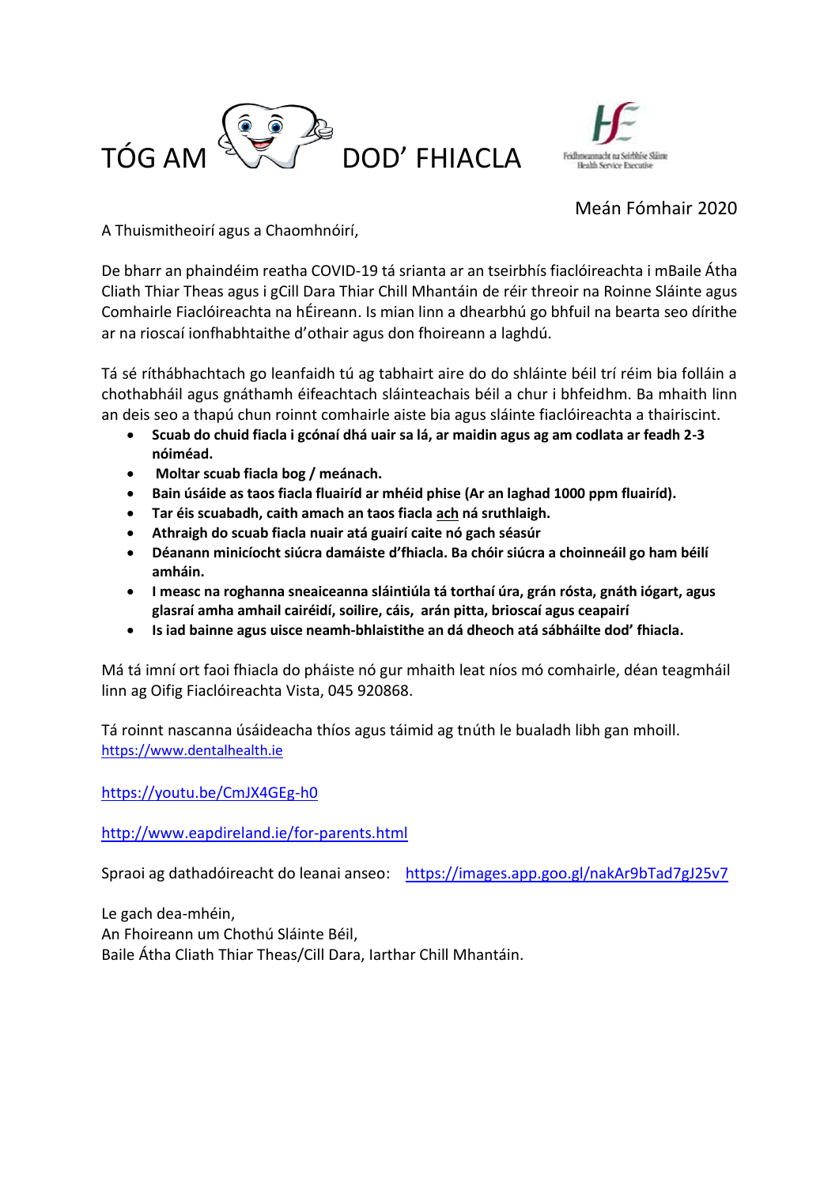# TÓG AM DOD' FHIACLA

Feidhmeannacht na Seirbhíse Sláinte
Health Service Executive

Meán Fómhair 2020

A Thuismitheoirí agus a Chaomhnóirí,

De bharr an phaindéim reatha COVID-19 tá srianta ar an tseirbhís fiaclóireachta i mBaile Átha Cliath Thiar Theas agus i gCill Dara Thiar Chill Mhantáin de réir threoir na Roinne Sláinte agus Comhairle Fiaclóireachta na hÉireann. Is mian linn a dhearbhú go bhfuil na bearta seo dírithe ar na rioscaí ionfhabhtaithe d'othair agus don fhoireann a laghdú.

Tá sé ríthábhachtach go leanfaidh tú ag tabhairt aire do do shláinte béil trí réim bia folláin a chothabháil agus gnáthamh éifeachtach sláinteachais béil a chur i bhfeidhm. Ba mhaith linn an deis seo a thapú chun roinnt comhairle aiste bia agus sláinte fiaclóireachta a thairiscint.

- **Scuab do chuid fiacla i gcónaí dhá uair sa lá, ar maidin agus ag am codlata ar feadh 2-3 nóiméad.**
- **Moltar scuab fiacla bog / meánach.**
- **Bain úsáide as taos fiacla fluairíd ar mhéid phise (Ar an laghad 1000 ppm fluairíd).**
- **Tar éis scuabadh, caith amach an taos fiacla ach ná sruthlaigh.**
- **Athraigh do scuab fiacla nuair atá guairí caite nó gach séasúr**
- **Déanann minicíocht siúcra damáiste d'fhiacla. Ba chóir siúcra a choinneáil go ham béilí amháin.**
- **I measc na roghanna sneaiceanna sláintiúla tá torthaí úra, grán rósta, gnáth iógart, agus glasraí amha amhail cairéidí, soilire, cáis, arán pitta, brioscaí agus ceapairí**
- **Is iad bainne agus uisce neamh-bhlaistithe an dá dheoch atá sábháilte dod' fhiacla.**

Má tá imní ort faoi fhiacla do pháiste nó gur mhaith leat níos mó comhairle, déan teagmháil linn ag Oifig Fiaclóireachta Vista, 045 920868.

Tá roinnt nascanna úsáideacha thíos agus táimid ag tnúth le bualadh libh gan mhoill.
https://www.dentalhealth.ie

https://youtu.be/CmJX4GEg-h0

http://www.eapdireland.ie/for-parents.html

Spraoi ag dathadóireacht do leanai anseo: https://images.app.goo.gl/nakAr9bTad7gJ25v7

Le gach dea-mhéin,
An Fhoireann um Chothú Sláinte Béil,
Baile Átha Cliath Thiar Theas/Cill Dara, Iarthar Chill Mhantáin.